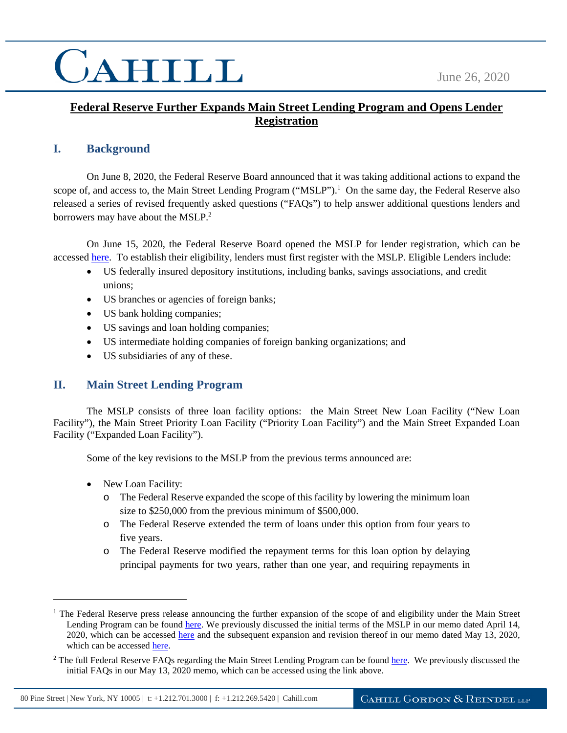June 26, 2020

# Federal Reserve Further Expands Main Street Lending Program and Opens Lender Registration

## I. Background

On June 8, 2020, the Federal Reserve Board announced that it was taking additional actions to expand the scope of, and access to, the Main Street Lending Program ("MSLP").[1] On the same day, the Federal Reserve also released a series of revised frequently asked questions ("FAQs") to help answer additional questions lenders and borrowers may have about the MSLP.[2]

On June 15, 2020, the Federal Reserve Board opened the MSLP for lender registration, which can be accessed here. To establish their eligibility, lenders must first register with the MSLP. Eligible Lenders include:

- US federally insured depository institutions, including banks, savings associations, and credit unions;
- US branches or agencies of foreign banks;
- US bank holding companies;
- US savings and loan holding companies;
- US intermediate holding companies of foreign banking organizations; and
- US subsidiaries of any of these.

## II. Main Street Lending Program

The MSLP consists of three loan facility options: the Main Street New Loan Facility ("New Loan Facility"), the Main Street Priority Loan Facility ("Priority Loan Facility") and the Main Street Expanded Loan Facility ("Expanded Loan Facility").

Some of the key revisions to the MSLP from the previous terms announced are:

- New Loan Facility:
  - The Federal Reserve expanded the scope of this facility by lowering the minimum loan size to $250,000 from the previous minimum of $500,000.
  - The Federal Reserve extended the term of loans under this option from four years to five years.
  - The Federal Reserve modified the repayment terms for this loan option by delaying principal payments for two years, rather than one year, and requiring repayments in

---

[1] The Federal Reserve press release announcing the further expansion of the scope of and eligibility under the Main Street Lending Program can be found here. We previously discussed the initial terms of the MSLP in our memo dated April 14, 2020, which can be accessed here and the subsequent expansion and revision thereof in our memo dated May 13, 2020, which can be accessed here.

[2] The full Federal Reserve FAQs regarding the Main Street Lending Program can be found here. We previously discussed the initial FAQs in our May 13, 2020 memo, which can be accessed using the link above.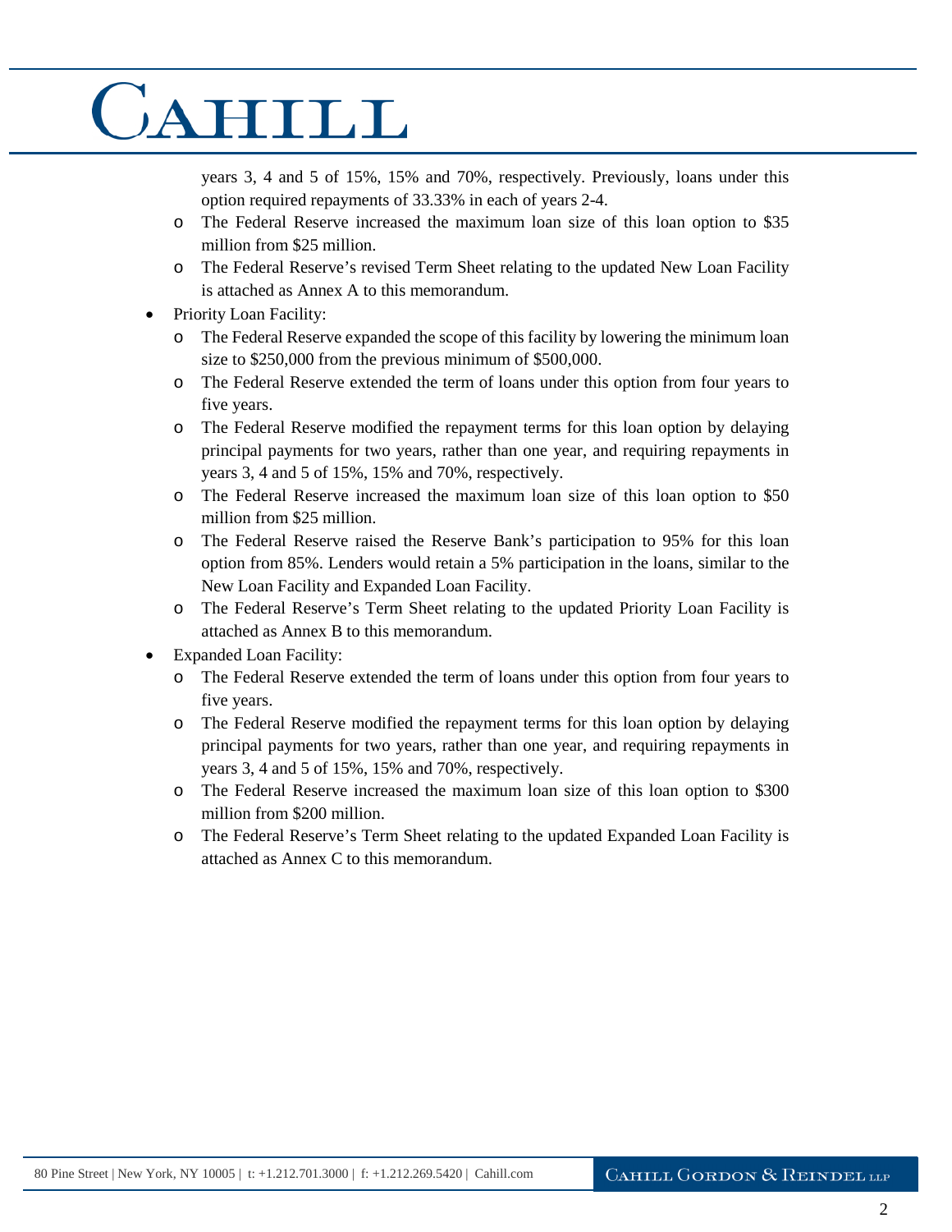- years 3, 4 and 5 of 15%, 15% and 70%, respectively. Previously, loans under this option required repayments of 33.33% in each of years 2-4.
  - The Federal Reserve increased the maximum loan size of this loan option to $35 million from $25 million.
  - The Federal Reserve's revised Term Sheet relating to the updated New Loan Facility is attached as Annex A to this memorandum.
- Priority Loan Facility:
  - The Federal Reserve expanded the scope of this facility by lowering the minimum loan size to $250,000 from the previous minimum of $500,000.
  - The Federal Reserve extended the term of loans under this option from four years to five years.
  - The Federal Reserve modified the repayment terms for this loan option by delaying principal payments for two years, rather than one year, and requiring repayments in years 3, 4 and 5 of 15%, 15% and 70%, respectively.
  - The Federal Reserve increased the maximum loan size of this loan option to $50 million from $25 million.
  - The Federal Reserve raised the Reserve Bank's participation to 95% for this loan option from 85%. Lenders would retain a 5% participation in the loans, similar to the New Loan Facility and Expanded Loan Facility.
  - The Federal Reserve's Term Sheet relating to the updated Priority Loan Facility is attached as Annex B to this memorandum.
- Expanded Loan Facility:
  - The Federal Reserve extended the term of loans under this option from four years to five years.
  - The Federal Reserve modified the repayment terms for this loan option by delaying principal payments for two years, rather than one year, and requiring repayments in years 3, 4 and 5 of 15%, 15% and 70%, respectively.
  - The Federal Reserve increased the maximum loan size of this loan option to $300 million from $200 million.
  - The Federal Reserve's Term Sheet relating to the updated Expanded Loan Facility is attached as Annex C to this memorandum.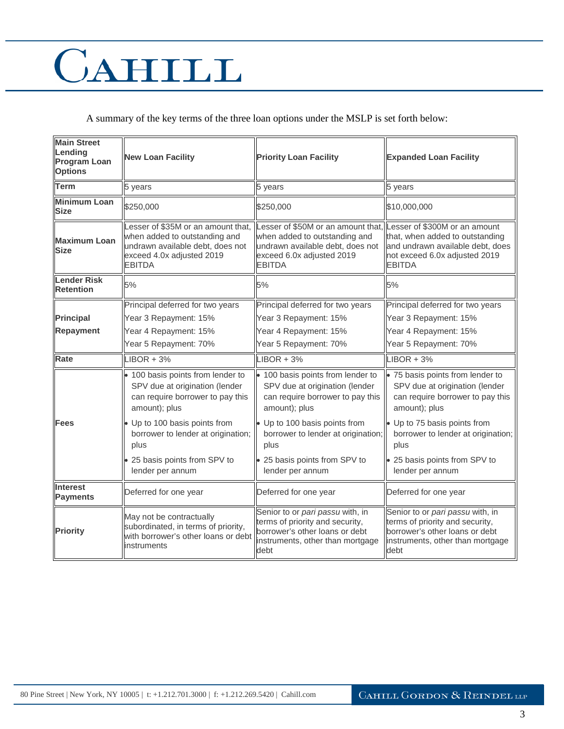A summary of the key terms of the three loan options under the MSLP is set forth below:

| Main Street Lending Program Loan Options | New Loan Facility | Priority Loan Facility | Expanded Loan Facility |
|---|---|---|---|
| Term | 5 years | 5 years | 5 years |
| Minimum Loan Size | $250,000 | $250,000 | $10,000,000 |
| Maximum Loan Size | Lesser of $35M or an amount that, when added to outstanding and undrawn available debt, does not exceed 4.0x adjusted 2019 EBITDA | Lesser of $50M or an amount that, when added to outstanding and undrawn available debt, does not exceed 6.0x adjusted 2019 EBITDA | Lesser of $300M or an amount that, when added to outstanding and undrawn available debt, does not exceed 6.0x adjusted 2019 EBITDA |
| Lender Risk Retention | 5% | 5% | 5% |
| Principal Repayment | Principal deferred for two years<br>Year 3 Repayment: 15%<br>Year 4 Repayment: 15%<br>Year 5 Repayment: 70% | Principal deferred for two years<br>Year 3 Repayment: 15%<br>Year 4 Repayment: 15%<br>Year 5 Repayment: 70% | Principal deferred for two years<br>Year 3 Repayment: 15%<br>Year 4 Repayment: 15%<br>Year 5 Repayment: 70% |
| Rate | LIBOR + 3% | LIBOR + 3% | LIBOR + 3% |
| Fees | • 100 basis points from lender to SPV due at origination (lender can require borrower to pay this amount); plus<br>• Up to 100 basis points from borrower to lender at origination; plus<br>• 25 basis points from SPV to lender per annum | • 100 basis points from lender to SPV due at origination (lender can require borrower to pay this amount); plus<br>• Up to 100 basis points from borrower to lender at origination; plus<br>• 25 basis points from SPV to lender per annum | • 75 basis points from lender to SPV due at origination (lender can require borrower to pay this amount); plus<br>• Up to 75 basis points from borrower to lender at origination; plus<br>• 25 basis points from SPV to lender per annum |
| Interest Payments | Deferred for one year | Deferred for one year | Deferred for one year |
| Priority | May not be contractually subordinated, in terms of priority, with borrower's other loans or debt instruments | Senior to or *pari passu* with, in terms of priority and security, borrower's other loans or debt instruments, other than mortgage debt | Senior to or *pari passu* with, in terms of priority and security, borrower's other loans or debt instruments, other than mortgage debt |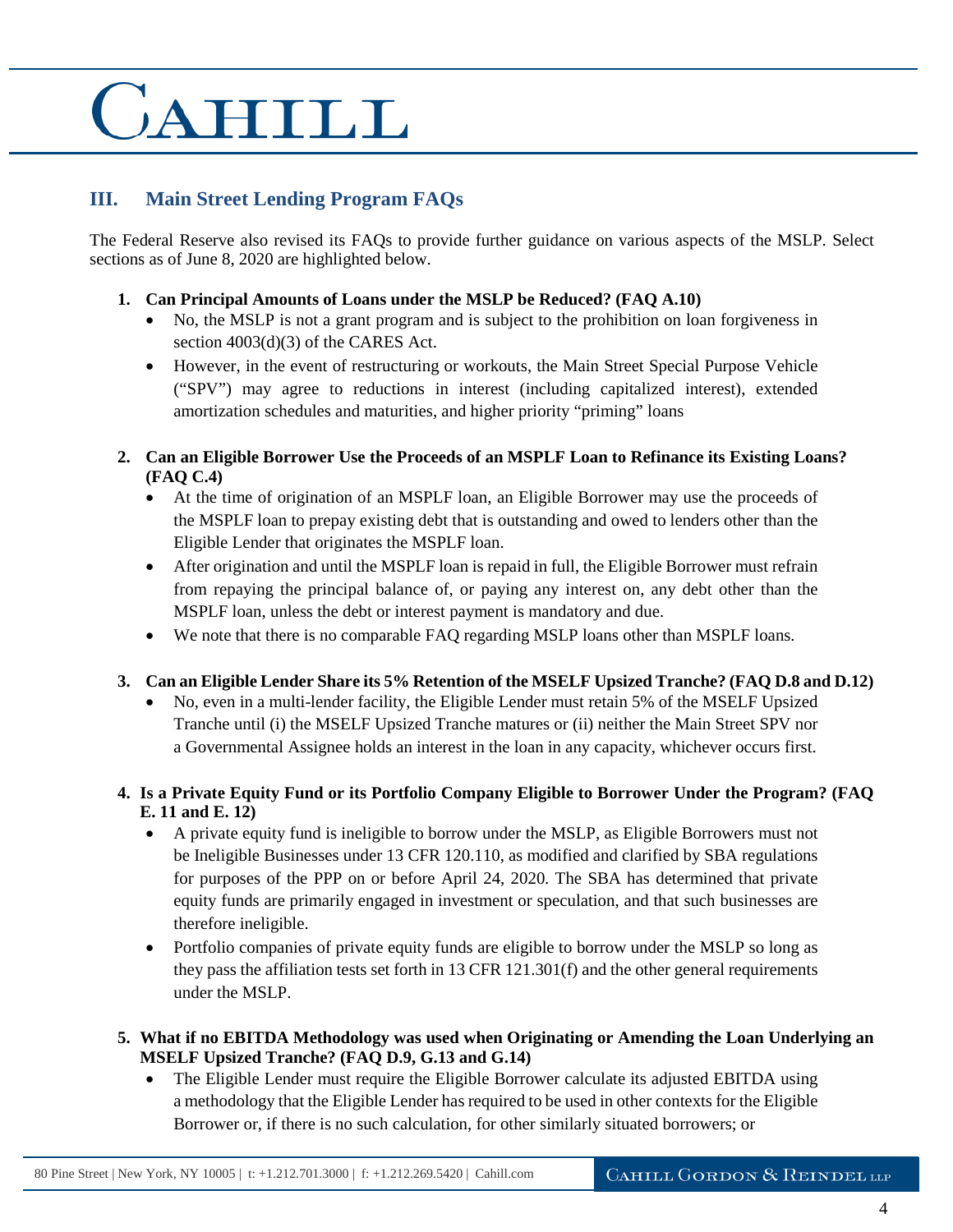## III. Main Street Lending Program FAQs

The Federal Reserve also revised its FAQs to provide further guidance on various aspects of the MSLP. Select sections as of June 8, 2020 are highlighted below.

1. **Can Principal Amounts of Loans under the MSLP be Reduced? (FAQ A.10)**
   - No, the MSLP is not a grant program and is subject to the prohibition on loan forgiveness in section 4003(d)(3) of the CARES Act.
   - However, in the event of restructuring or workouts, the Main Street Special Purpose Vehicle ("SPV") may agree to reductions in interest (including capitalized interest), extended amortization schedules and maturities, and higher priority "priming" loans

2. **Can an Eligible Borrower Use the Proceeds of an MSPLF Loan to Refinance its Existing Loans? (FAQ C.4)**
   - At the time of origination of an MSPLF loan, an Eligible Borrower may use the proceeds of the MSPLF loan to prepay existing debt that is outstanding and owed to lenders other than the Eligible Lender that originates the MSPLF loan.
   - After origination and until the MSPLF loan is repaid in full, the Eligible Borrower must refrain from repaying the principal balance of, or paying any interest on, any debt other than the MSPLF loan, unless the debt or interest payment is mandatory and due.
   - We note that there is no comparable FAQ regarding MSLP loans other than MSPLF loans.

3. **Can an Eligible Lender Share its 5% Retention of the MSELF Upsized Tranche? (FAQ D.8 and D.12)**
   - No, even in a multi-lender facility, the Eligible Lender must retain 5% of the MSELF Upsized Tranche until (i) the MSELF Upsized Tranche matures or (ii) neither the Main Street SPV nor a Governmental Assignee holds an interest in the loan in any capacity, whichever occurs first.

4. **Is a Private Equity Fund or its Portfolio Company Eligible to Borrower Under the Program? (FAQ E. 11 and E. 12)**
   - A private equity fund is ineligible to borrow under the MSLP, as Eligible Borrowers must not be Ineligible Businesses under 13 CFR 120.110, as modified and clarified by SBA regulations for purposes of the PPP on or before April 24, 2020. The SBA has determined that private equity funds are primarily engaged in investment or speculation, and that such businesses are therefore ineligible.
   - Portfolio companies of private equity funds are eligible to borrow under the MSLP so long as they pass the affiliation tests set forth in 13 CFR 121.301(f) and the other general requirements under the MSLP.

5. **What if no EBITDA Methodology was used when Originating or Amending the Loan Underlying an MSELF Upsized Tranche? (FAQ D.9, G.13 and G.14)**
   - The Eligible Lender must require the Eligible Borrower calculate its adjusted EBITDA using a methodology that the Eligible Lender has required to be used in other contexts for the Eligible Borrower or, if there is no such calculation, for other similarly situated borrowers; or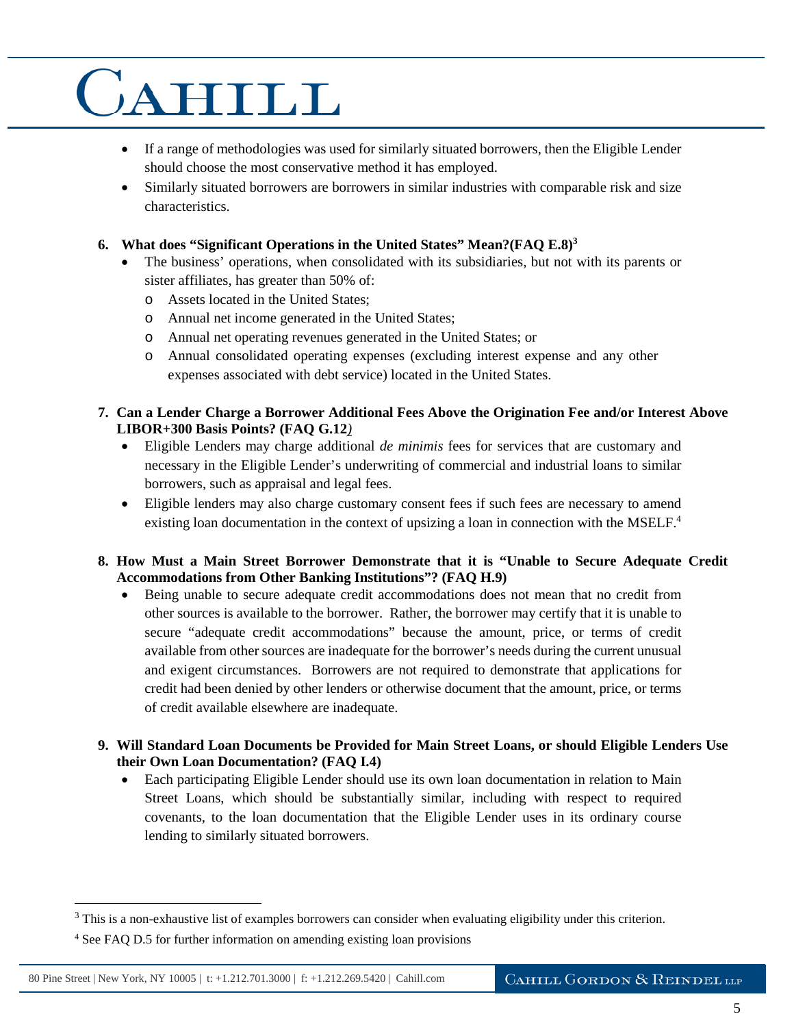- If a range of methodologies was used for similarly situated borrowers, then the Eligible Lender should choose the most conservative method it has employed.
- Similarly situated borrowers are borrowers in similar industries with comparable risk and size characteristics.

**6. What does "Significant Operations in the United States" Mean?(FAQ E.8)[3]**

- The business' operations, when consolidated with its subsidiaries, but not with its parents or sister affiliates, has greater than 50% of:
  - Assets located in the United States;
  - Annual net income generated in the United States;
  - Annual net operating revenues generated in the United States; or
  - Annual consolidated operating expenses (excluding interest expense and any other expenses associated with debt service) located in the United States.

**7. Can a Lender Charge a Borrower Additional Fees Above the Origination Fee and/or Interest Above LIBOR+300 Basis Points? (FAQ G.12)**

- Eligible Lenders may charge additional *de minimis* fees for services that are customary and necessary in the Eligible Lender's underwriting of commercial and industrial loans to similar borrowers, such as appraisal and legal fees.
- Eligible lenders may also charge customary consent fees if such fees are necessary to amend existing loan documentation in the context of upsizing a loan in connection with the MSELF.[4]

**8. How Must a Main Street Borrower Demonstrate that it is "Unable to Secure Adequate Credit Accommodations from Other Banking Institutions"? (FAQ H.9)**

- Being unable to secure adequate credit accommodations does not mean that no credit from other sources is available to the borrower. Rather, the borrower may certify that it is unable to secure "adequate credit accommodations" because the amount, price, or terms of credit available from other sources are inadequate for the borrower's needs during the current unusual and exigent circumstances. Borrowers are not required to demonstrate that applications for credit had been denied by other lenders or otherwise document that the amount, price, or terms of credit available elsewhere are inadequate.

**9. Will Standard Loan Documents be Provided for Main Street Loans, or should Eligible Lenders Use their Own Loan Documentation? (FAQ I.4)**

- Each participating Eligible Lender should use its own loan documentation in relation to Main Street Loans, which should be substantially similar, including with respect to required covenants, to the loan documentation that the Eligible Lender uses in its ordinary course lending to similarly situated borrowers.

---

[3] This is a non-exhaustive list of examples borrowers can consider when evaluating eligibility under this criterion.

[4] See FAQ D.5 for further information on amending existing loan provisions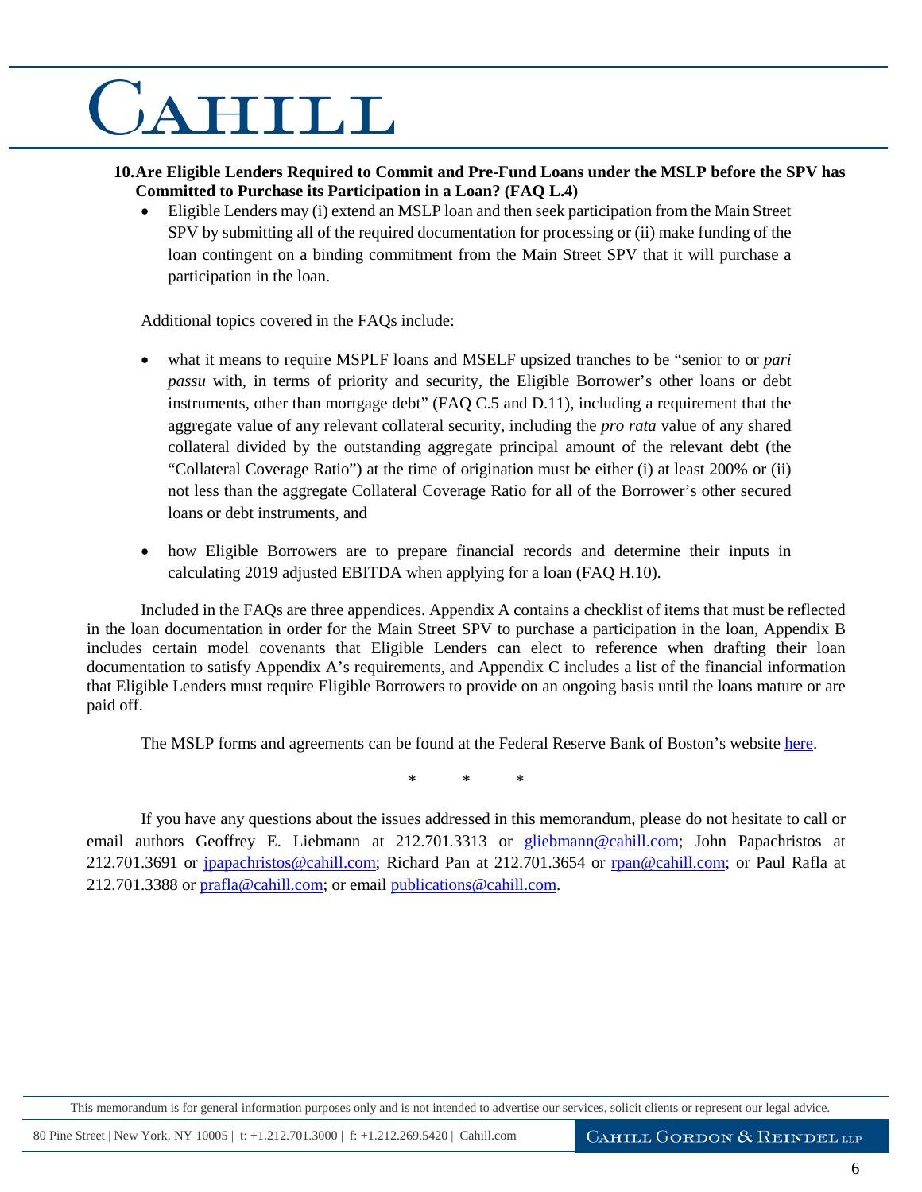**10. Are Eligible Lenders Required to Commit and Pre-Fund Loans under the MSLP before the SPV has Committed to Purchase its Participation in a Loan? (FAQ L.4)**

- Eligible Lenders may (i) extend an MSLP loan and then seek participation from the Main Street SPV by submitting all of the required documentation for processing or (ii) make funding of the loan contingent on a binding commitment from the Main Street SPV that it will purchase a participation in the loan.

Additional topics covered in the FAQs include:

- what it means to require MSPLF loans and MSELF upsized tranches to be "senior to or *pari passu* with, in terms of priority and security, the Eligible Borrower's other loans or debt instruments, other than mortgage debt" (FAQ C.5 and D.11), including a requirement that the aggregate value of any relevant collateral security, including the *pro rata* value of any shared collateral divided by the outstanding aggregate principal amount of the relevant debt (the "Collateral Coverage Ratio") at the time of origination must be either (i) at least 200% or (ii) not less than the aggregate Collateral Coverage Ratio for all of the Borrower's other secured loans or debt instruments, and

- how Eligible Borrowers are to prepare financial records and determine their inputs in calculating 2019 adjusted EBITDA when applying for a loan (FAQ H.10).

Included in the FAQs are three appendices. Appendix A contains a checklist of items that must be reflected in the loan documentation in order for the Main Street SPV to purchase a participation in the loan, Appendix B includes certain model covenants that Eligible Lenders can elect to reference when drafting their loan documentation to satisfy Appendix A's requirements, and Appendix C includes a list of the financial information that Eligible Lenders must require Eligible Borrowers to provide on an ongoing basis until the loans mature or are paid off.

The MSLP forms and agreements can be found at the Federal Reserve Bank of Boston's website here.

\* \* \*

If you have any questions about the issues addressed in this memorandum, please do not hesitate to call or email authors Geoffrey E. Liebmann at 212.701.3313 or gliebmann@cahill.com; John Papachristos at 212.701.3691 or jpapachristos@cahill.com; Richard Pan at 212.701.3654 or rpan@cahill.com; or Paul Rafla at 212.701.3388 or prafla@cahill.com; or email publications@cahill.com.

This memorandum is for general information purposes only and is not intended to advertise our services, solicit clients or represent our legal advice.